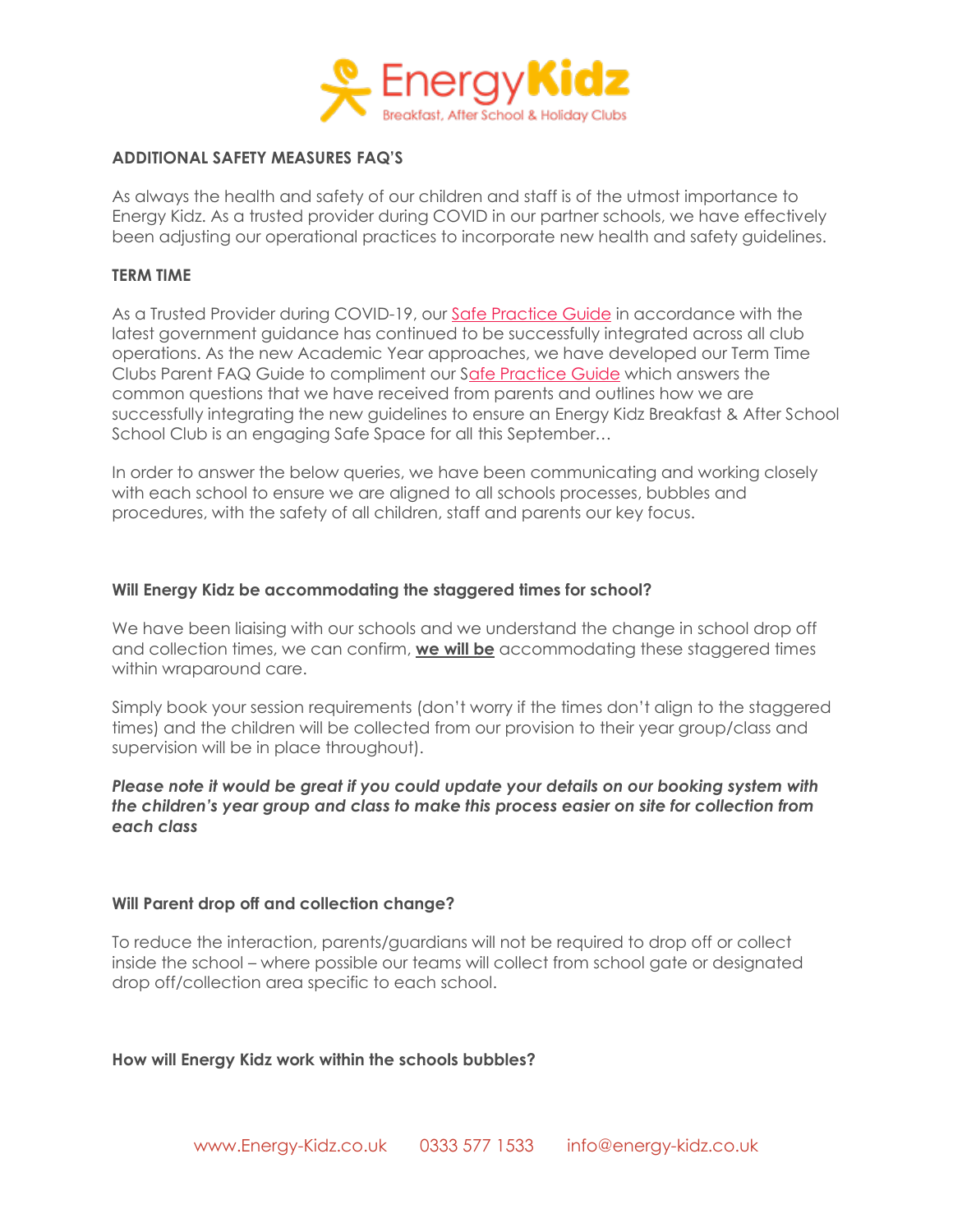## ADDITIONAL SAFETY MEASURES FAQ'S

As always the health and safety of our children and staff is of the utmost importance to Energy Kidz. As a trusted provider during COVID in our partner schools, we have effectively been adjusting our operational practices to incorporate new health and safety guidelines.

### TERM TIME

As a Trusted Provider during COVID-19, our Safe Practice Guide in accordance with the latest government guidance has continued to be successfully integrated across all club operations. As the new Academic Year approaches, we have developed our Term Time Clubs Parent FAQ Guide to compliment our Safe Practice Guide which answers the common questions that we have received from parents and outlines how we are successfully integrating the new guidelines to ensure an Energy Kidz Breakfast & After School School Club is an engaging Safe Space for all this September…

In order to answer the below queries, we have been communicating and working closely with each school to ensure we are aligned to all schools processes, bubbles and procedures, with the safety of all children, staff and parents our key focus.

**Will Energy Kidz be accommodating the staggered times for school?**

We have been liaising with our schools and we understand the change in school drop off and collection times, we can confirm, **we will be** accommodating these staggered times within wraparound care.

Simply book your session requirements (don't worry if the times don't align to the staggered times) and the children will be collected from our provision to their year group/class and supervision will be in place throughout).

***Please note it would be great if you could update your details on our booking system with the children's year group and class to make this process easier on site for collection from each class***

**Will Parent drop off and collection change?**

To reduce the interaction, parents/guardians will not be required to drop off or collect inside the school – where possible our teams will collect from school gate or designated drop off/collection area specific to each school.

**How will Energy Kidz work within the schools bubbles?**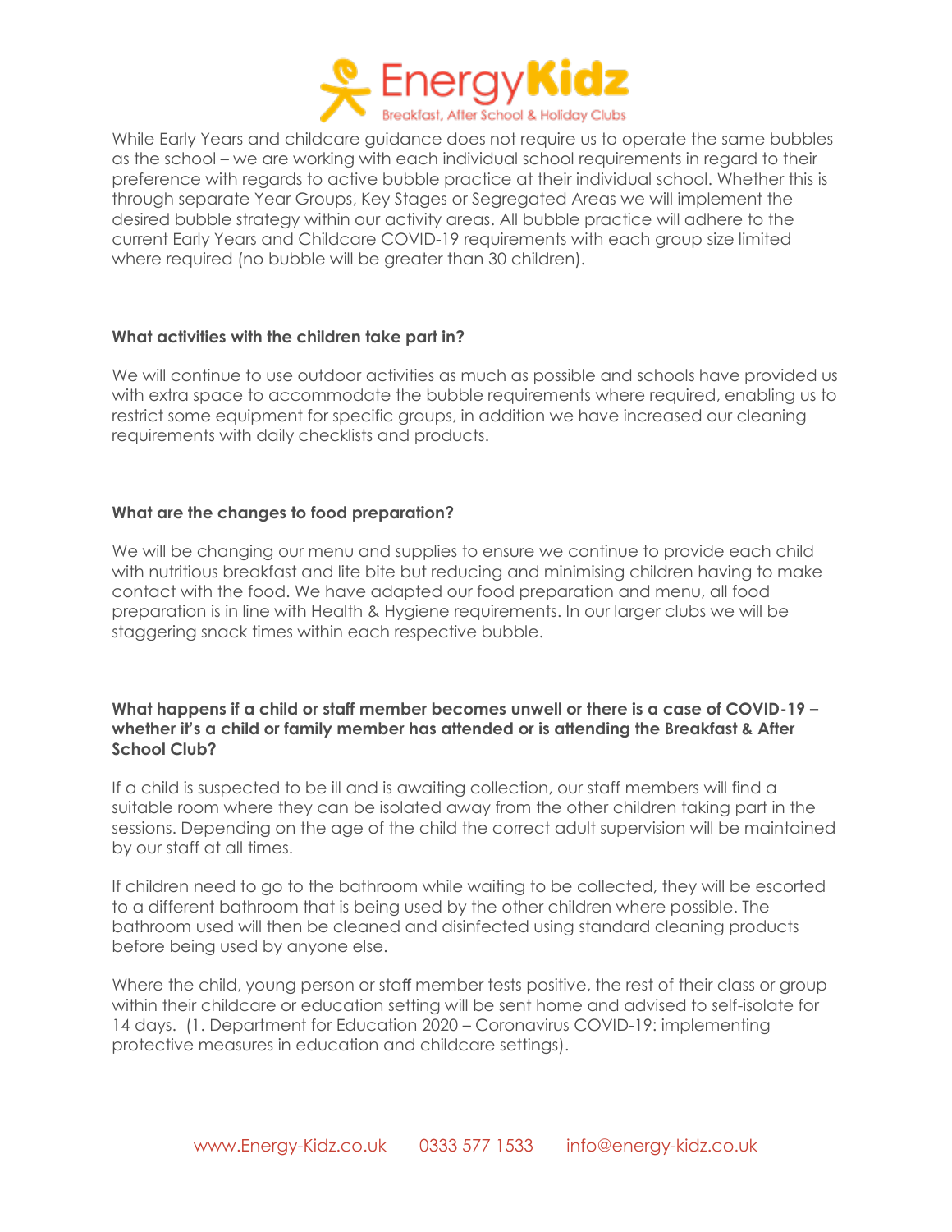While Early Years and childcare guidance does not require us to operate the same bubbles as the school – we are working with each individual school requirements in regard to their preference with regards to active bubble practice at their individual school. Whether this is through separate Year Groups, Key Stages or Segregated Areas we will implement the desired bubble strategy within our activity areas. All bubble practice will adhere to the current Early Years and Childcare COVID-19 requirements with each group size limited where required (no bubble will be greater than 30 children).

**What activities with the children take part in?**

We will continue to use outdoor activities as much as possible and schools have provided us with extra space to accommodate the bubble requirements where required, enabling us to restrict some equipment for specific groups, in addition we have increased our cleaning requirements with daily checklists and products.

**What are the changes to food preparation?**

We will be changing our menu and supplies to ensure we continue to provide each child with nutritious breakfast and lite bite but reducing and minimising children having to make contact with the food. We have adapted our food preparation and menu, all food preparation is in line with Health & Hygiene requirements. In our larger clubs we will be staggering snack times within each respective bubble.

**What happens if a child or staff member becomes unwell or there is a case of COVID-19 – whether it's a child or family member has attended or is attending the Breakfast & After School Club?**

If a child is suspected to be ill and is awaiting collection, our staff members will find a suitable room where they can be isolated away from the other children taking part in the sessions. Depending on the age of the child the correct adult supervision will be maintained by our staff at all times.

If children need to go to the bathroom while waiting to be collected, they will be escorted to a different bathroom that is being used by the other children where possible. The bathroom used will then be cleaned and disinfected using standard cleaning products before being used by anyone else.

Where the child, young person or staff member tests positive, the rest of their class or group within their childcare or education setting will be sent home and advised to self-isolate for 14 days. (1. Department for Education 2020 – Coronavirus COVID-19: implementing protective measures in education and childcare settings).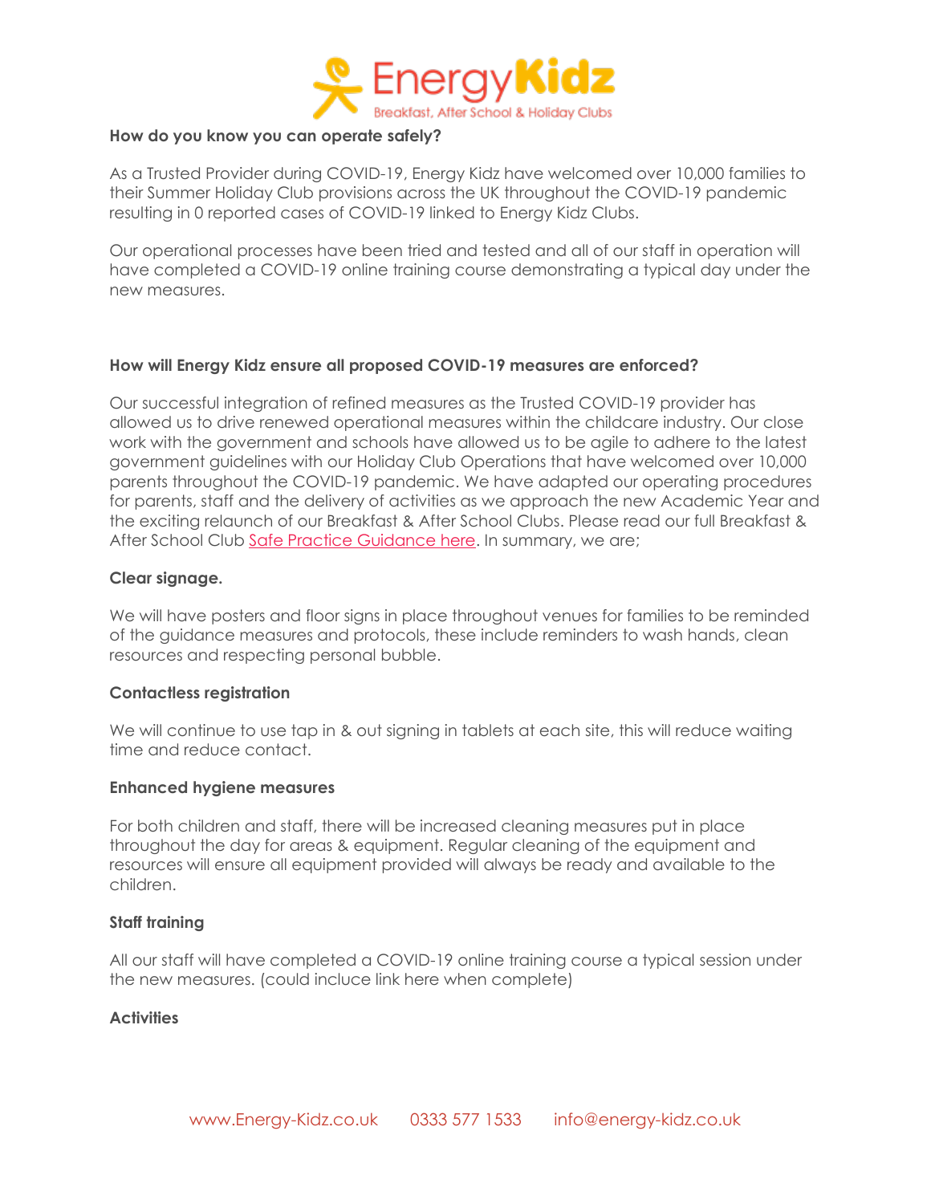**How do you know you can operate safely?**

As a Trusted Provider during COVID-19, Energy Kidz have welcomed over 10,000 families to their Summer Holiday Club provisions across the UK throughout the COVID-19 pandemic resulting in 0 reported cases of COVID-19 linked to Energy Kidz Clubs.

Our operational processes have been tried and tested and all of our staff in operation will have completed a COVID-19 online training course demonstrating a typical day under the new measures.

**How will Energy Kidz ensure all proposed COVID-19 measures are enforced?**

Our successful integration of refined measures as the Trusted COVID-19 provider has allowed us to drive renewed operational measures within the childcare industry. Our close work with the government and schools have allowed us to be agile to adhere to the latest government guidelines with our Holiday Club Operations that have welcomed over 10,000 parents throughout the COVID-19 pandemic. We have adapted our operating procedures for parents, staff and the delivery of activities as we approach the new Academic Year and the exciting relaunch of our Breakfast & After School Clubs. Please read our full Breakfast & After School Club Safe Practice Guidance here. In summary, we are;

**Clear signage.**

We will have posters and floor signs in place throughout venues for families to be reminded of the guidance measures and protocols, these include reminders to wash hands, clean resources and respecting personal bubble.

**Contactless registration**

We will continue to use tap in & out signing in tablets at each site, this will reduce waiting time and reduce contact.

**Enhanced hygiene measures**

For both children and staff, there will be increased cleaning measures put in place throughout the day for areas & equipment. Regular cleaning of the equipment and resources will ensure all equipment provided will always be ready and available to the children.

**Staff training**

All our staff will have completed a COVID-19 online training course a typical session under the new measures. (could incluce link here when complete)

**Activities**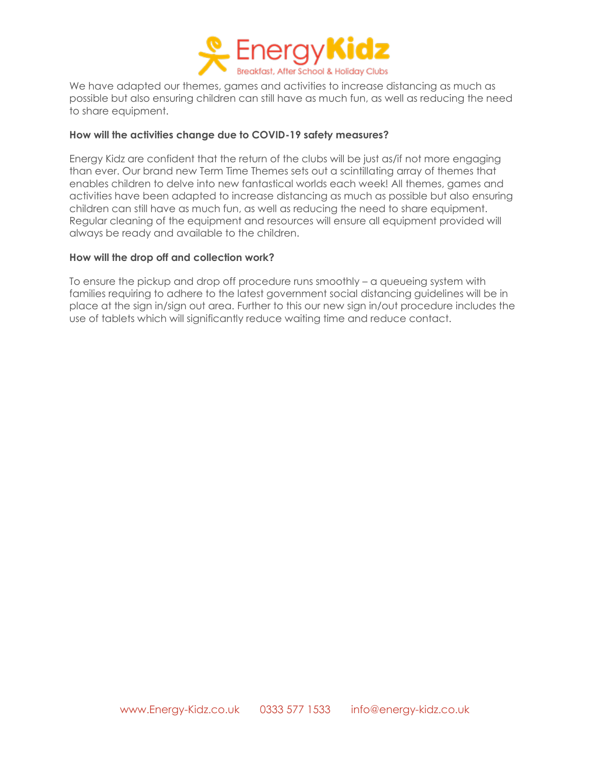We have adapted our themes, games and activities to increase distancing as much as possible but also ensuring children can still have as much fun, as well as reducing the need to share equipment.

**How will the activities change due to COVID-19 safety measures?**

Energy Kidz are confident that the return of the clubs will be just as/if not more engaging than ever. Our brand new Term Time Themes sets out a scintillating array of themes that enables children to delve into new fantastical worlds each week! All themes, games and activities have been adapted to increase distancing as much as possible but also ensuring children can still have as much fun, as well as reducing the need to share equipment. Regular cleaning of the equipment and resources will ensure all equipment provided will always be ready and available to the children.

**How will the drop off and collection work?**

To ensure the pickup and drop off procedure runs smoothly – a queueing system with families requiring to adhere to the latest government social distancing guidelines will be in place at the sign in/sign out area. Further to this our new sign in/out procedure includes the use of tablets which will significantly reduce waiting time and reduce contact.